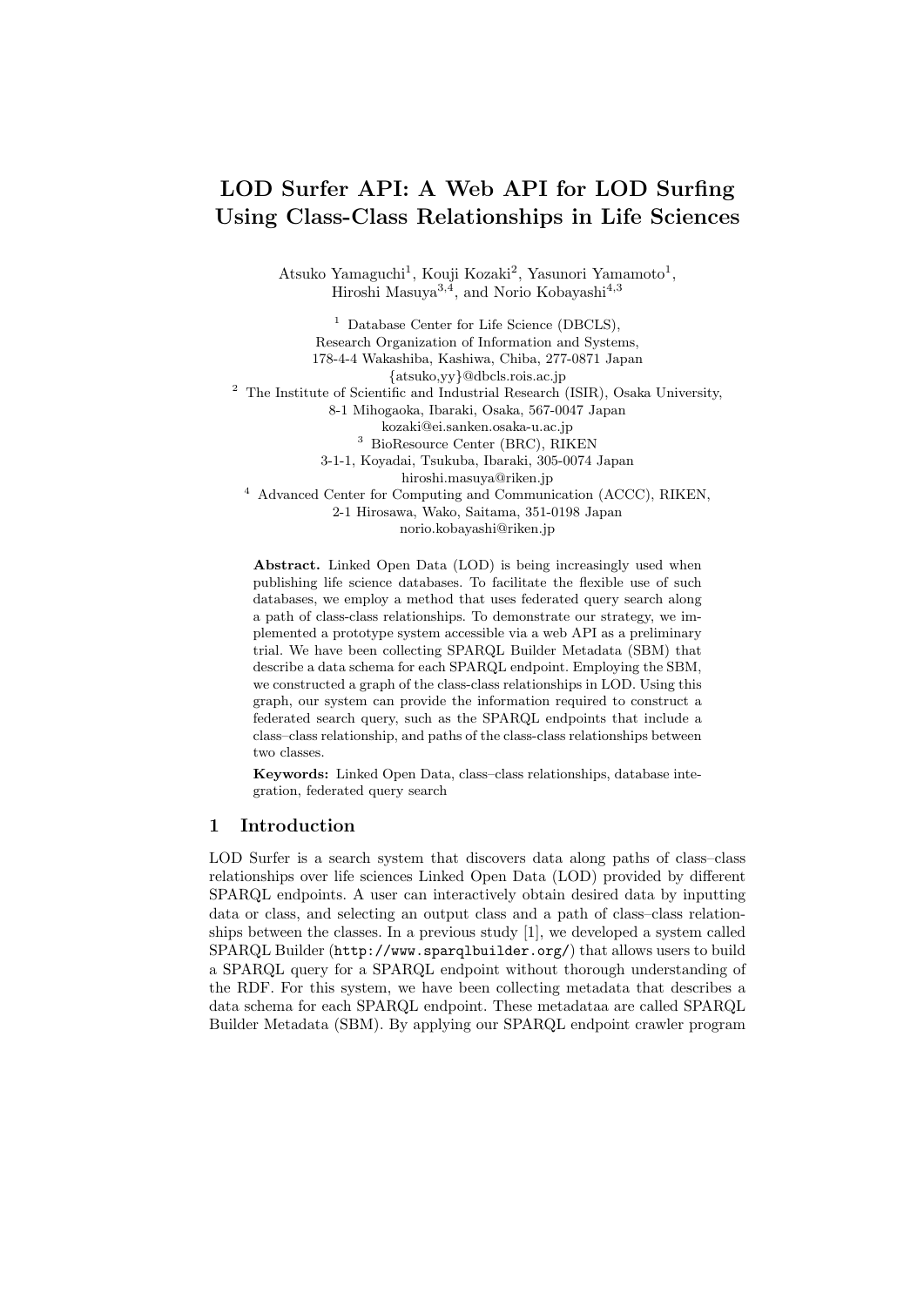# LOD Surfer API: A Web API for LOD Surfing Using Class-Class Relationships in Life Sciences

Atsuko Yamaguchi[1], Kouji Kozaki[2], Yasunori Yamamoto[1], Hiroshi Masuya[3,4], and Norio Kobayashi[4,3]

[1] Database Center for Life Science (DBCLS), Research Organization of Information and Systems, 178-4-4 Wakashiba, Kashiwa, Chiba, 277-0871 Japan
{atsuko,yy}@dbcls.rois.ac.jp

[2] The Institute of Scientific and Industrial Research (ISIR), Osaka University, 8-1 Mihogaoka, Ibaraki, Osaka, 567-0047 Japan
kozaki@ei.sanken.osaka-u.ac.jp

[3] BioResource Center (BRC), RIKEN 3-1-1, Koyadai, Tsukuba, Ibaraki, 305-0074 Japan
hiroshi.masuya@riken.jp

[4] Advanced Center for Computing and Communication (ACCC), RIKEN, 2-1 Hirosawa, Wako, Saitama, 351-0198 Japan
norio.kobayashi@riken.jp

**Abstract.** Linked Open Data (LOD) is being increasingly used when publishing life science databases. To facilitate the flexible use of such databases, we employ a method that uses federated query search along a path of class-class relationships. To demonstrate our strategy, we implemented a prototype system accessible via a web API as a preliminary trial. We have been collecting SPARQL Builder Metadata (SBM) that describe a data schema for each SPARQL endpoint. Employing the SBM, we constructed a graph of the class-class relationships in LOD. Using this graph, our system can provide the information required to construct a federated search query, such as the SPARQL endpoints that include a class–class relationship, and paths of the class-class relationships between two classes.

**Keywords:** Linked Open Data, class–class relationships, database integration, federated query search

## 1 Introduction

LOD Surfer is a search system that discovers data along paths of class–class relationships over life sciences Linked Open Data (LOD) provided by different SPARQL endpoints. A user can interactively obtain desired data by inputting data or class, and selecting an output class and a path of class–class relationships between the classes. In a previous study [1], we developed a system called SPARQL Builder (`http://www.sparqlbuilder.org/`) that allows users to build a SPARQL query for a SPARQL endpoint without thorough understanding of the RDF. For this system, we have been collecting metadata that describes a data schema for each SPARQL endpoint. These metadataa are called SPARQL Builder Metadata (SBM). By applying our SPARQL endpoint crawler program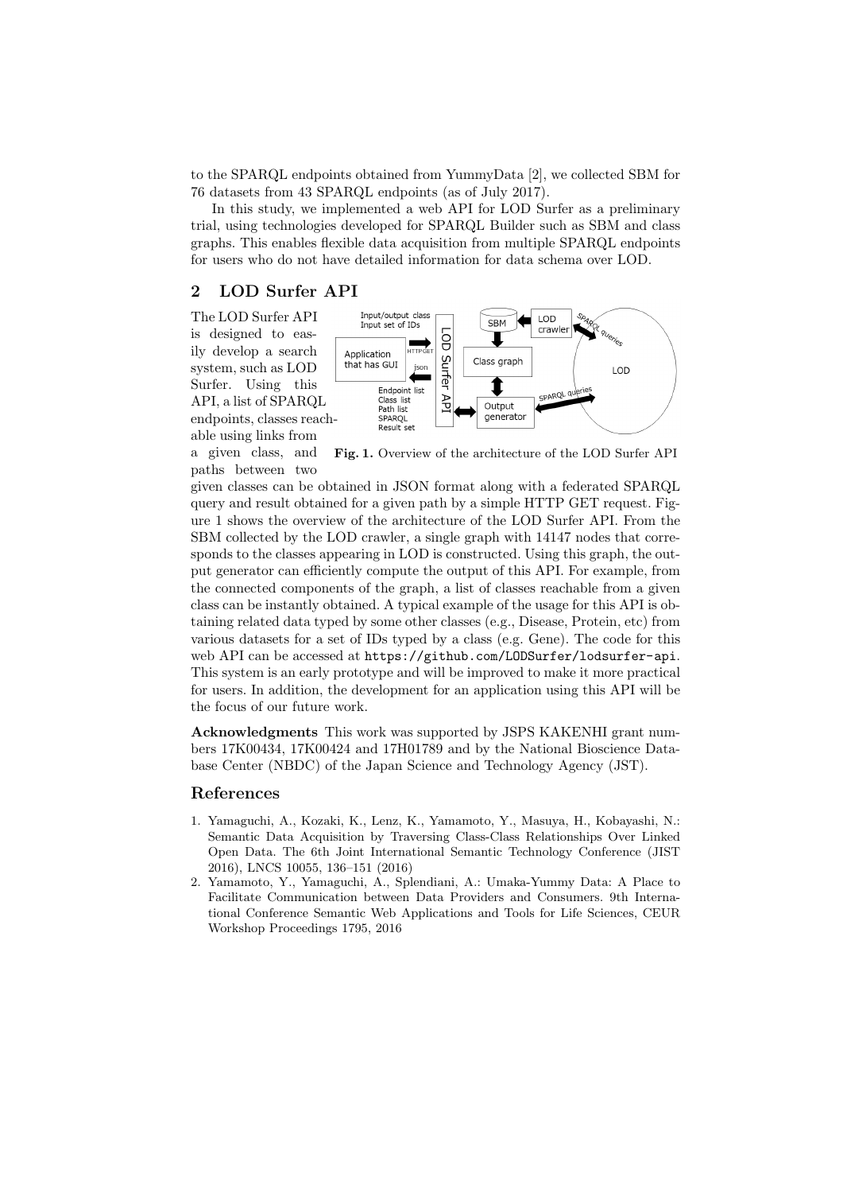to the SPARQL endpoints obtained from YummyData [2], we collected SBM for 76 datasets from 43 SPARQL endpoints (as of July 2017).

In this study, we implemented a web API for LOD Surfer as a preliminary trial, using technologies developed for SPARQL Builder such as SBM and class graphs. This enables flexible data acquisition from multiple SPARQL endpoints for users who do not have detailed information for data schema over LOD.

## 2 LOD Surfer API

The LOD Surfer API is designed to easily develop a search system, such as LOD Surfer. Using this API, a list of SPARQL endpoints, classes reachable using links from a given class, and paths between two given classes can be obtained in JSON format along with a federated SPARQL query and result obtained for a given path by a simple HTTP GET request. Figure 1 shows the overview of the architecture of the LOD Surfer API. From the SBM collected by the LOD crawler, a single graph with 14147 nodes that corresponds to the classes appearing in LOD is constructed. Using this graph, the output generator can efficiently compute the output of this API. For example, from the connected components of the graph, a list of classes reachable from a given class can be instantly obtained. A typical example of the usage for this API is obtaining related data typed by some other classes (e.g., Disease, Protein, etc) from various datasets for a set of IDs typed by a class (e.g. Gene). The code for this web API can be accessed at `https://github.com/LODSurfer/lodsurfer-api`. This system is an early prototype and will be improved to make it more practical for users. In addition, the development for an application using this API will be the focus of our future work.

Input/output class
Input set of IDs
Application that has GUI
HTTP GET
json
LOD Surfer API
Endpoint list
Class list
Path list
SPARQL
Result set
SBM
LOD crawler
Class graph
Output generator
SPARQL queries
SPARQL queries
LOD

**Fig. 1.** Overview of the architecture of the LOD Surfer API

**Acknowledgments** This work was supported by JSPS KAKENHI grant numbers 17K00434, 17K00424 and 17H01789 and by the National Bioscience Database Center (NBDC) of the Japan Science and Technology Agency (JST).

## References

1. Yamaguchi, A., Kozaki, K., Lenz, K., Yamamoto, Y., Masuya, H., Kobayashi, N.: Semantic Data Acquisition by Traversing Class-Class Relationships Over Linked Open Data. The 6th Joint International Semantic Technology Conference (JIST 2016), LNCS 10055, 136–151 (2016)
2. Yamamoto, Y., Yamaguchi, A., Splendiani, A.: Umaka-Yummy Data: A Place to Facilitate Communication between Data Providers and Consumers. 9th International Conference Semantic Web Applications and Tools for Life Sciences, CEUR Workshop Proceedings 1795, 2016